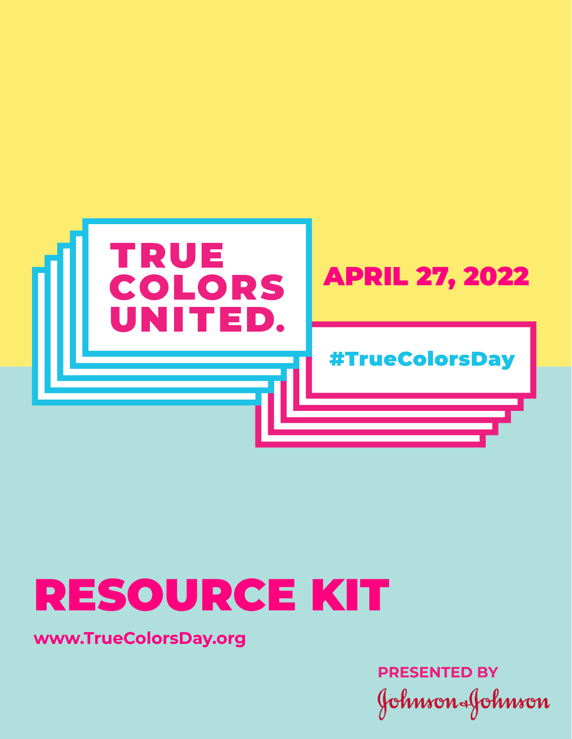# TRUE COLORS UNITED.

**APRIL 27, 2022**

**#TrueColorsDay**

# RESOURCE KIT

**www.TrueColorsDay.org**

**PRESENTED BY**

Johnson & Johnson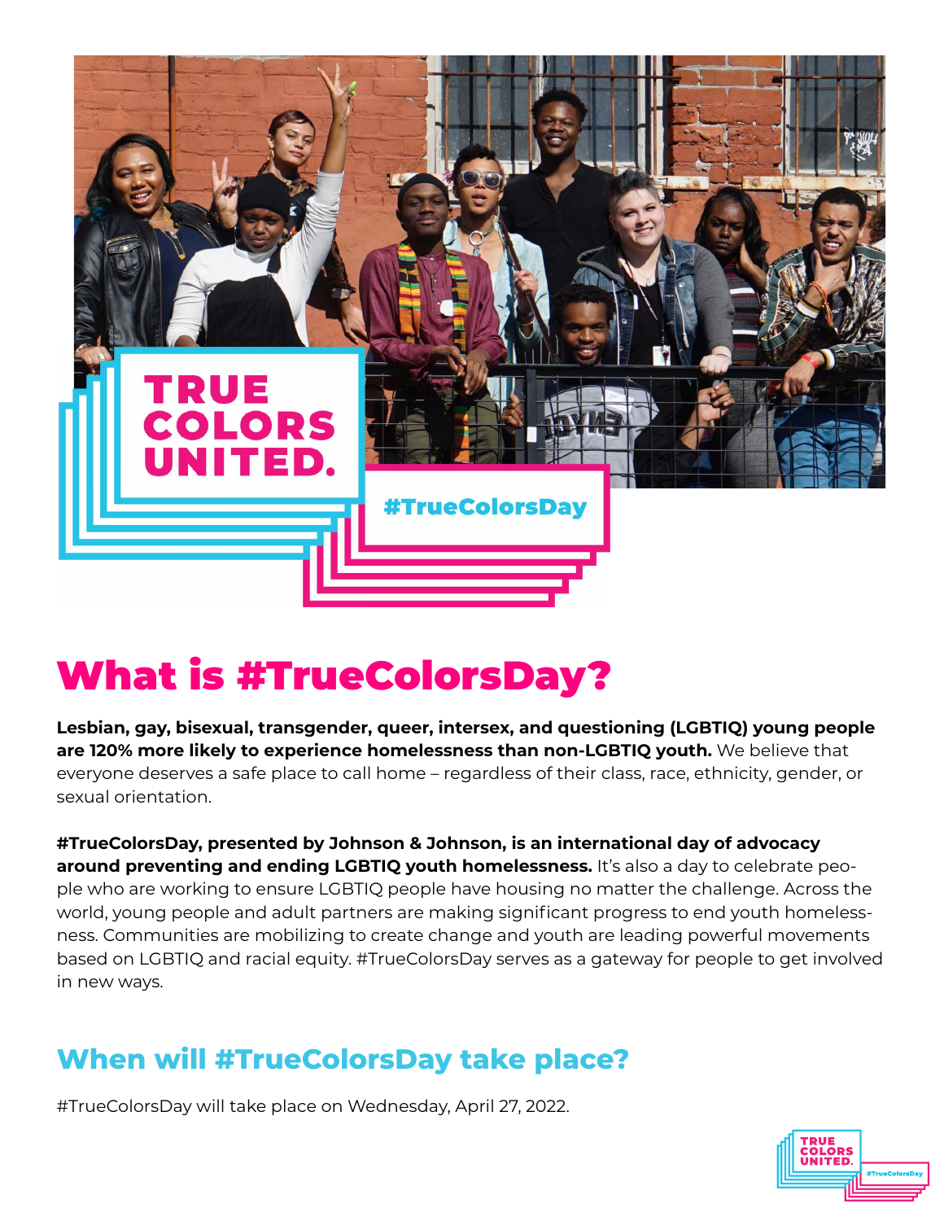# What is #TrueColorsDay?

**Lesbian, gay, bisexual, transgender, queer, intersex, and questioning (LGBTIQ) young people are 120% more likely to experience homelessness than non-LGBTIQ youth.** We believe that everyone deserves a safe place to call home – regardless of their class, race, ethnicity, gender, or sexual orientation.

**#TrueColorsDay, presented by Johnson & Johnson, is an international day of advocacy around preventing and ending LGBTIQ youth homelessness.** It's also a day to celebrate people who are working to ensure LGBTIQ people have housing no matter the challenge. Across the world, young people and adult partners are making significant progress to end youth homelessness. Communities are mobilizing to create change and youth are leading powerful movements based on LGBTIQ and racial equity. #TrueColorsDay serves as a gateway for people to get involved in new ways.

## When will #TrueColorsDay take place?

#TrueColorsDay will take place on Wednesday, April 27, 2022.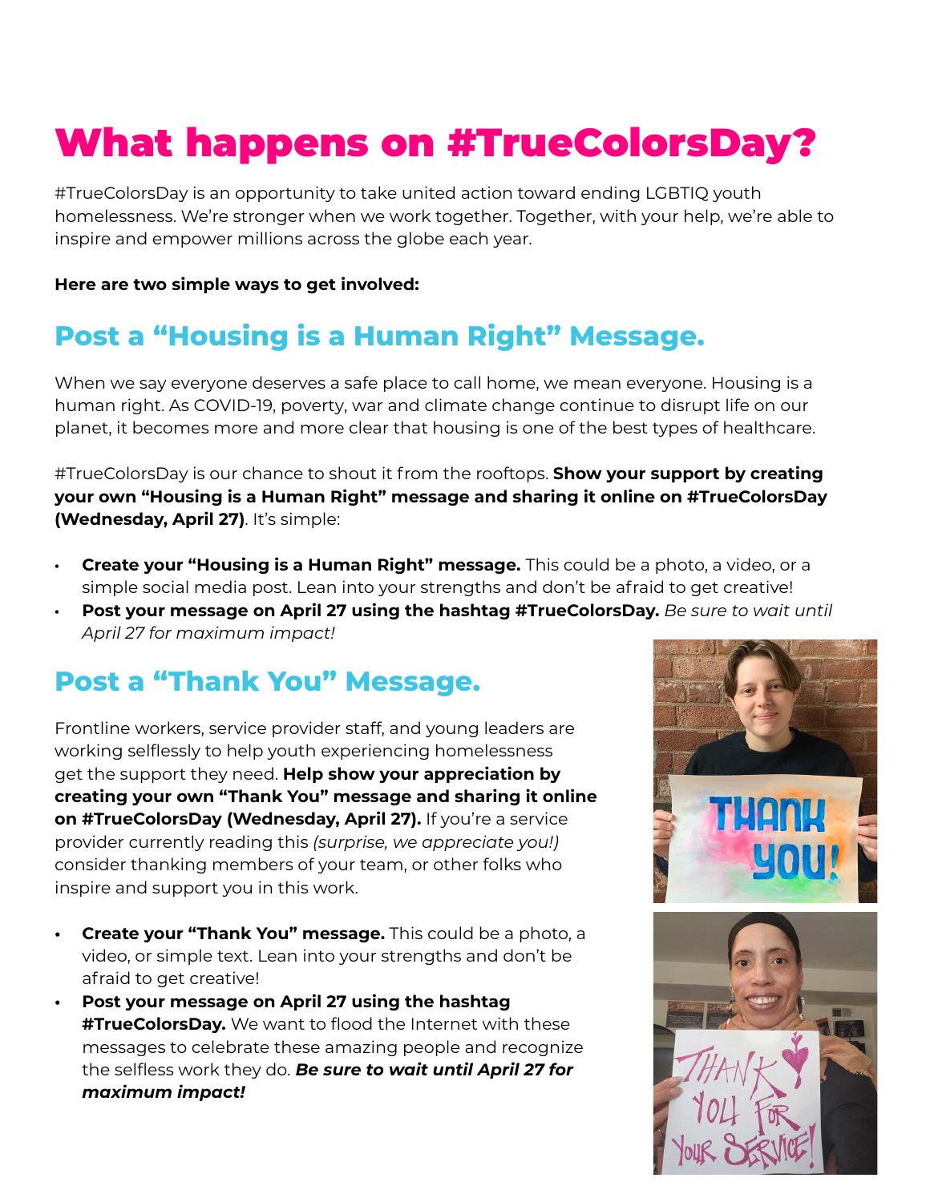# What happens on #TrueColorsDay?

#TrueColorsDay is an opportunity to take united action toward ending LGBTIQ youth homelessness. We're stronger when we work together. Together, with your help, we're able to inspire and empower millions across the globe each year.

**Here are two simple ways to get involved:**

## Post a "Housing is a Human Right" Message.

When we say everyone deserves a safe place to call home, we mean everyone. Housing is a human right. As COVID-19, poverty, war and climate change continue to disrupt life on our planet, it becomes more and more clear that housing is one of the best types of healthcare.

#TrueColorsDay is our chance to shout it from the rooftops. **Show your support by creating your own "Housing is a Human Right" message and sharing it online on #TrueColorsDay (Wednesday, April 27)**. It's simple:

- **Create your "Housing is a Human Right" message.** This could be a photo, a video, or a simple social media post. Lean into your strengths and don't be afraid to get creative!
- **Post your message on April 27 using the hashtag #TrueColorsDay.** *Be sure to wait until April 27 for maximum impact!*

## Post a "Thank You" Message.

Frontline workers, service provider staff, and young leaders are working selflessly to help youth experiencing homelessness get the support they need. **Help show your appreciation by creating your own "Thank You" message and sharing it online on #TrueColorsDay (Wednesday, April 27).** If you're a service provider currently reading this *(surprise, we appreciate you!)* consider thanking members of your team, or other folks who inspire and support you in this work.

- **Create your "Thank You" message.** This could be a photo, a video, or simple text. Lean into your strengths and don't be afraid to get creative!
- **Post your message on April 27 using the hashtag #TrueColorsDay.** We want to flood the Internet with these messages to celebrate these amazing people and recognize the selfless work they do. ***Be sure to wait until April 27 for maximum impact!***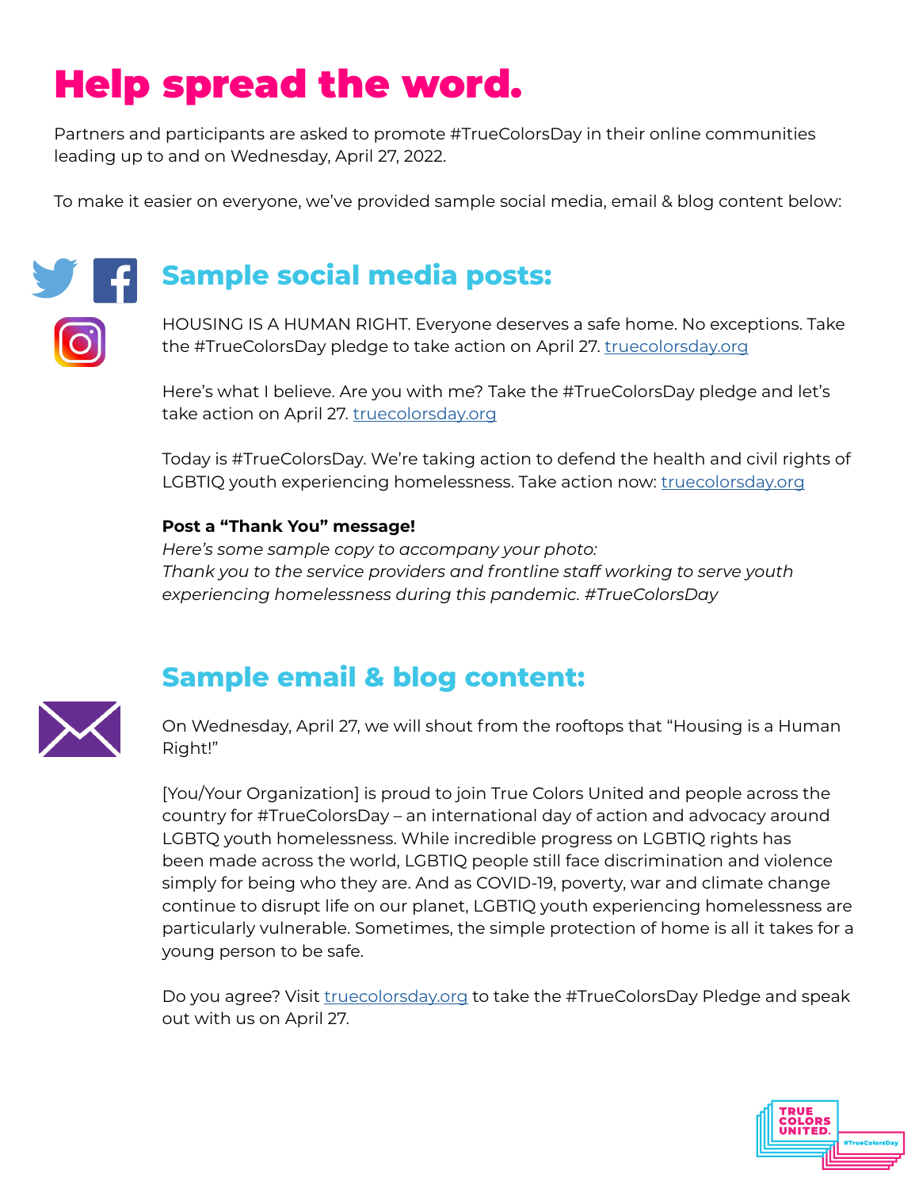# Help spread the word.

Partners and participants are asked to promote #TrueColorsDay in their online communities leading up to and on Wednesday, April 27, 2022.

To make it easier on everyone, we've provided sample social media, email & blog content below:

## Sample social media posts:

HOUSING IS A HUMAN RIGHT. Everyone deserves a safe home. No exceptions. Take the #TrueColorsDay pledge to take action on April 27. truecolorsday.org

Here's what I believe. Are you with me? Take the #TrueColorsDay pledge and let's take action on April 27. truecolorsday.org

Today is #TrueColorsDay. We're taking action to defend the health and civil rights of LGBTIQ youth experiencing homelessness. Take action now: truecolorsday.org

**Post a "Thank You" message!**
*Here's some sample copy to accompany your photo:*
*Thank you to the service providers and frontline staff working to serve youth experiencing homelessness during this pandemic. #TrueColorsDay*

## Sample email & blog content:

On Wednesday, April 27, we will shout from the rooftops that "Housing is a Human Right!"

[You/Your Organization] is proud to join True Colors United and people across the country for #TrueColorsDay – an international day of action and advocacy around LGBTQ youth homelessness. While incredible progress on LGBTIQ rights has been made across the world, LGBTIQ people still face discrimination and violence simply for being who they are. And as COVID-19, poverty, war and climate change continue to disrupt life on our planet, LGBTIQ youth experiencing homelessness are particularly vulnerable. Sometimes, the simple protection of home is all it takes for a young person to be safe.

Do you agree? Visit truecolorsday.org to take the #TrueColorsDay Pledge and speak out with us on April 27.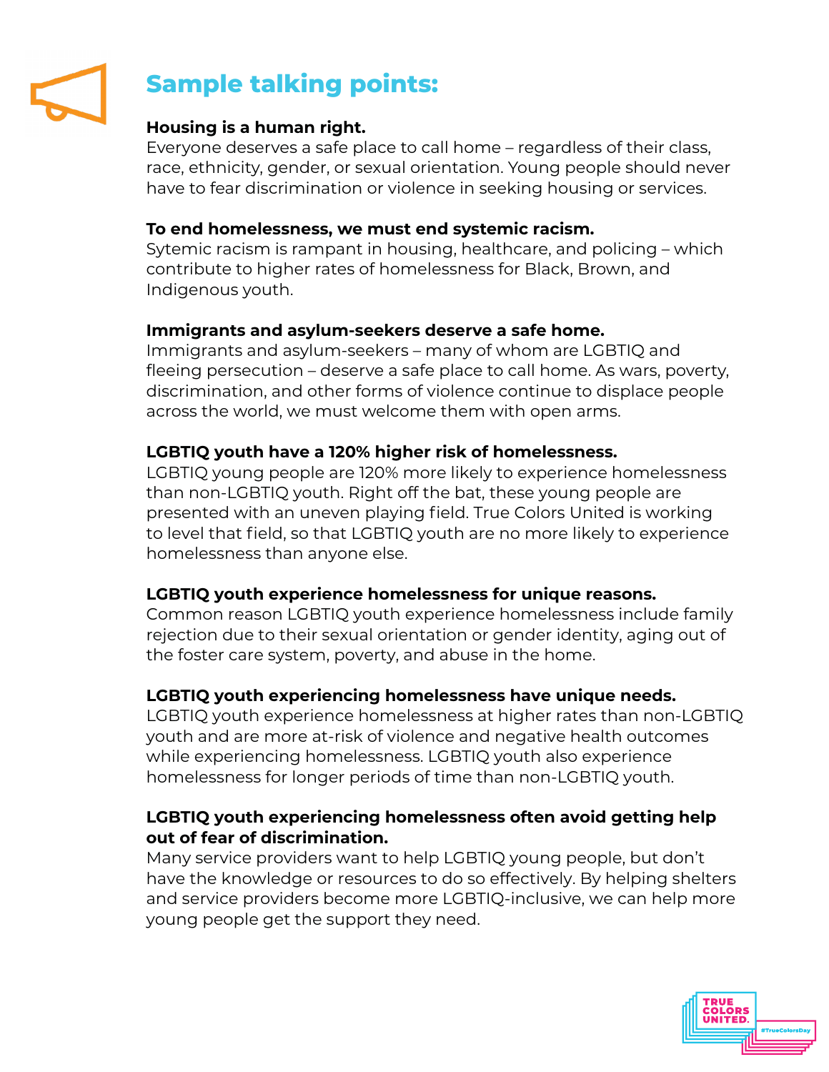## Sample talking points:

**Housing is a human right.**
Everyone deserves a safe place to call home – regardless of their class, race, ethnicity, gender, or sexual orientation. Young people should never have to fear discrimination or violence in seeking housing or services.

**To end homelessness, we must end systemic racism.**
Sytemic racism is rampant in housing, healthcare, and policing – which contribute to higher rates of homelessness for Black, Brown, and Indigenous youth.

**Immigrants and asylum-seekers deserve a safe home.**
Immigrants and asylum-seekers – many of whom are LGBTIQ and fleeing persecution – deserve a safe place to call home. As wars, poverty, discrimination, and other forms of violence continue to displace people across the world, we must welcome them with open arms.

**LGBTIQ youth have a 120% higher risk of homelessness.**
LGBTIQ young people are 120% more likely to experience homelessness than non-LGBTIQ youth. Right off the bat, these young people are presented with an uneven playing field. True Colors United is working to level that field, so that LGBTIQ youth are no more likely to experience homelessness than anyone else.

**LGBTIQ youth experience homelessness for unique reasons.**
Common reason LGBTIQ youth experience homelessness include family rejection due to their sexual orientation or gender identity, aging out of the foster care system, poverty, and abuse in the home.

**LGBTIQ youth experiencing homelessness have unique needs.**
LGBTIQ youth experience homelessness at higher rates than non-LGBTIQ youth and are more at-risk of violence and negative health outcomes while experiencing homelessness. LGBTIQ youth also experience homelessness for longer periods of time than non-LGBTIQ youth.

**LGBTIQ youth experiencing homelessness often avoid getting help out of fear of discrimination.**
Many service providers want to help LGBTIQ young people, but don't have the knowledge or resources to do so effectively. By helping shelters and service providers become more LGBTIQ-inclusive, we can help more young people get the support they need.

TRUE COLORS UNITED. #TrueColorsDay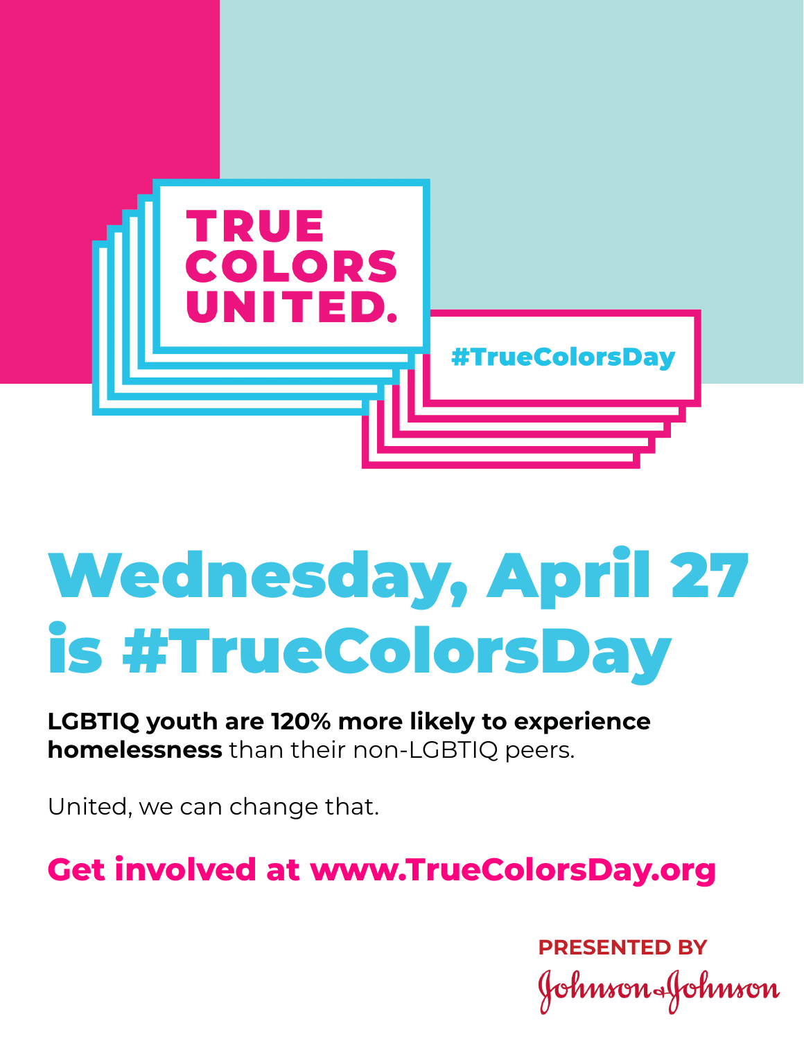TRUE COLORS UNITED.

#TrueColorsDay

# Wednesday, April 27 is #TrueColorsDay

**LGBTIQ youth are 120% more likely to experience homelessness** than their non-LGBTIQ peers.

United, we can change that.

**Get involved at www.TrueColorsDay.org**

PRESENTED BY
Johnson & Johnson